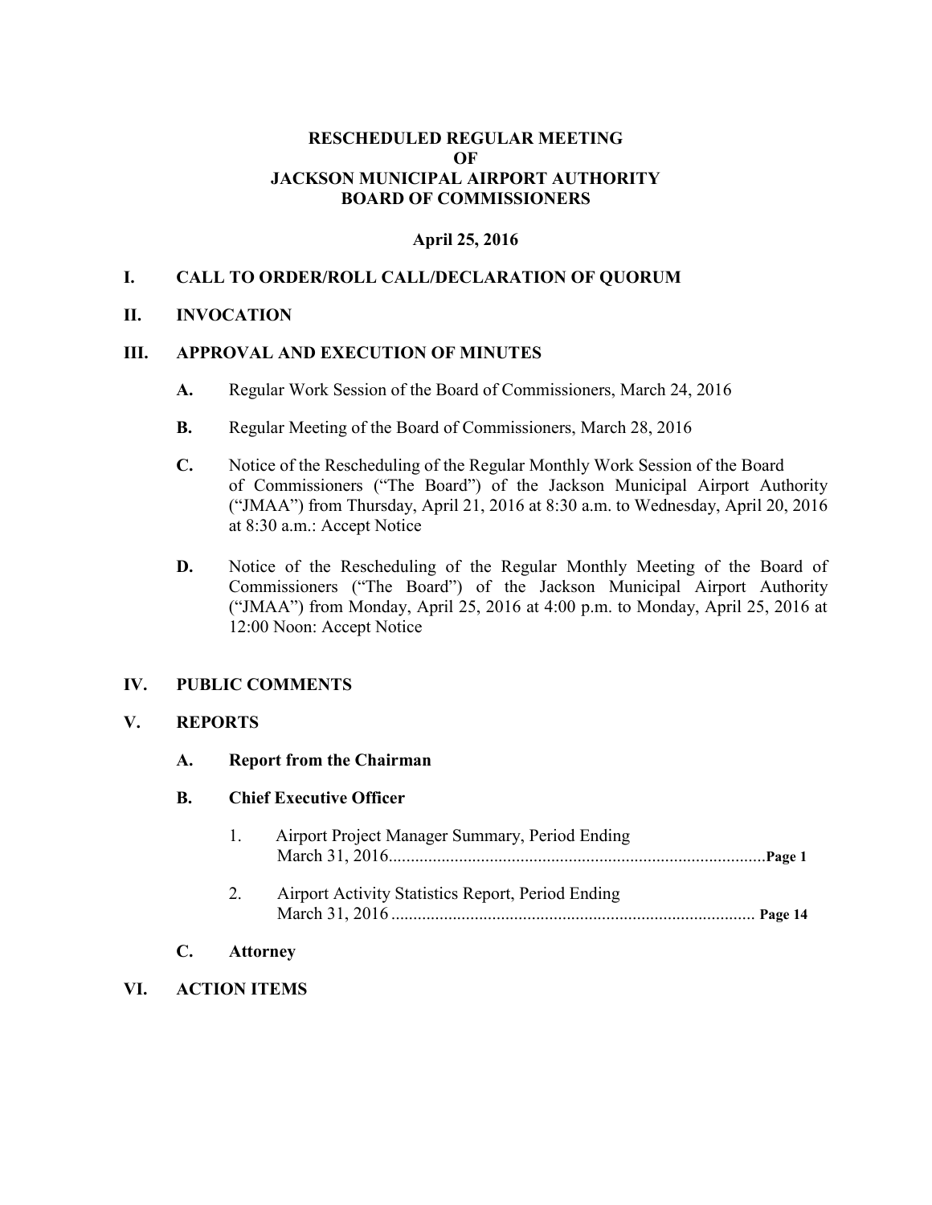# RESCHEDULED REGULAR MEETING
# OF
# JACKSON MUNICIPAL AIRPORT AUTHORITY
# BOARD OF COMMISSIONERS

**April 25, 2016**

## I. CALL TO ORDER/ROLL CALL/DECLARATION OF QUORUM

## II. INVOCATION

## III. APPROVAL AND EXECUTION OF MINUTES

**A.** Regular Work Session of the Board of Commissioners, March 24, 2016

**B.** Regular Meeting of the Board of Commissioners, March 28, 2016

**C.** Notice of the Rescheduling of the Regular Monthly Work Session of the Board of Commissioners ("The Board") of the Jackson Municipal Airport Authority ("JMAA") from Thursday, April 21, 2016 at 8:30 a.m. to Wednesday, April 20, 2016 at 8:30 a.m.: Accept Notice

**D.** Notice of the Rescheduling of the Regular Monthly Meeting of the Board of Commissioners ("The Board") of the Jackson Municipal Airport Authority ("JMAA") from Monday, April 25, 2016 at 4:00 p.m. to Monday, April 25, 2016 at 12:00 Noon: Accept Notice

## IV. PUBLIC COMMENTS

## V. REPORTS

**A. Report from the Chairman**

**B. Chief Executive Officer**

1. Airport Project Manager Summary, Period Ending March 31, 2016...................................................................................... **Page 1**

2. Airport Activity Statistics Report, Period Ending March 31, 2016 ................................................................................... **Page 14**

**C. Attorney**

## VI. ACTION ITEMS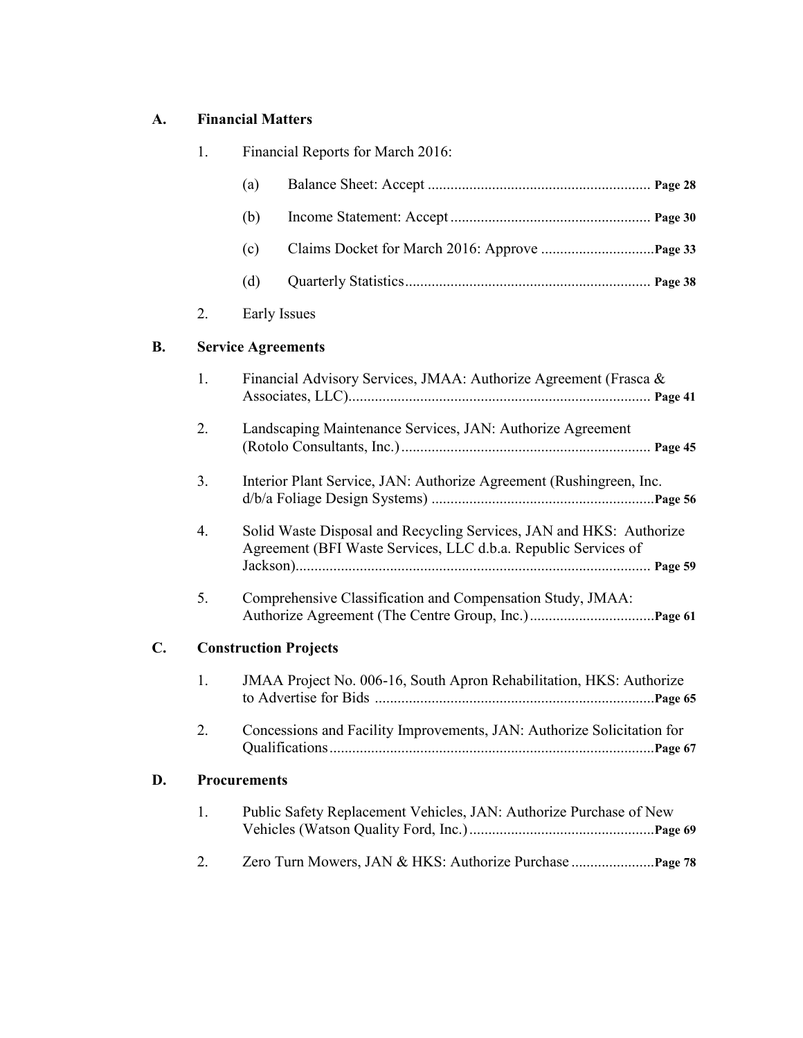## A. Financial Matters

1. Financial Reports for March 2016:

   (a) Balance Sheet: Accept .......................................................... **Page 28**

   (b) Income Statement: Accept .................................................... **Page 30**

   (c) Claims Docket for March 2016: Approve .............................**Page 33**

   (d) Quarterly Statistics................................................................ **Page 38**

2. Early Issues

## B. Service Agreements

1. Financial Advisory Services, JMAA: Authorize Agreement (Frasca & Associates, LLC)............................................................................... **Page 41**

2. Landscaping Maintenance Services, JAN: Authorize Agreement (Rotolo Consultants, Inc.)................................................................. **Page 45**

3. Interior Plant Service, JAN: Authorize Agreement (Rushingreen, Inc. d/b/a Foliage Design Systems) ..........................................................**Page 56**

4. Solid Waste Disposal and Recycling Services, JAN and HKS: Authorize Agreement (BFI Waste Services, LLC d.b.a. Republic Services of Jackson)............................................................................................. **Page 59**

5. Comprehensive Classification and Compensation Study, JMAA: Authorize Agreement (The Centre Group, Inc.)................................**Page 61**

## C. Construction Projects

1. JMAA Project No. 006-16, South Apron Rehabilitation, HKS: Authorize to Advertise for Bids .........................................................................**Page 65**

2. Concessions and Facility Improvements, JAN: Authorize Solicitation for Qualifications.....................................................................................**Page 67**

## D. Procurements

1. Public Safety Replacement Vehicles, JAN: Authorize Purchase of New Vehicles (Watson Quality Ford, Inc.)................................................**Page 69**

2. Zero Turn Mowers, JAN & HKS: Authorize Purchase ......................**Page 78**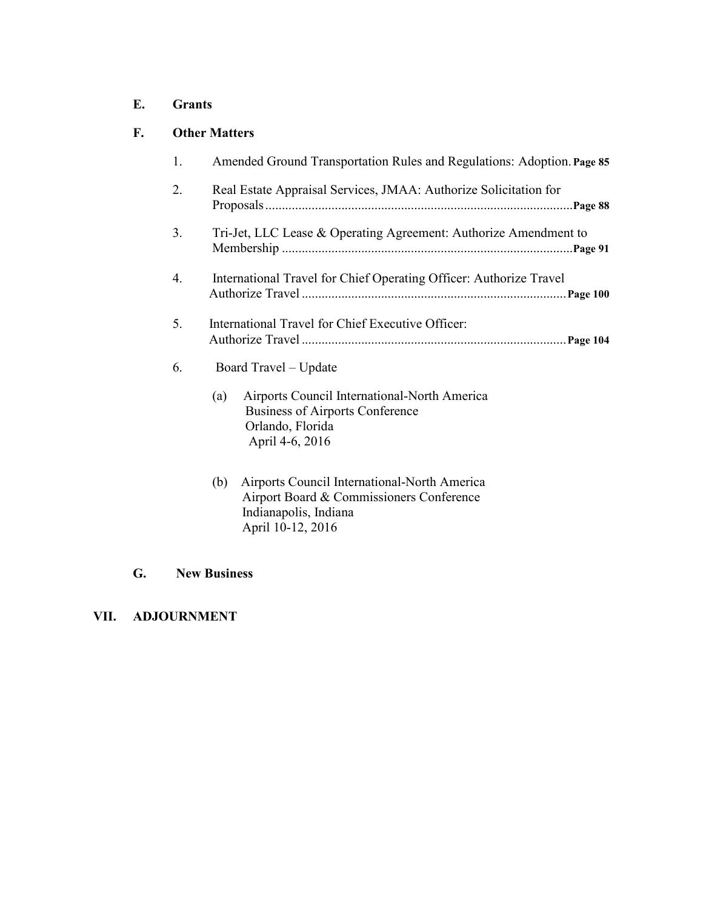**E. Grants**

**F. Other Matters**

1. Amended Ground Transportation Rules and Regulations: Adoption. **Page 85**

2. Real Estate Appraisal Services, JMAA: Authorize Solicitation for Proposals............................................................................................**Page 88**

3. Tri-Jet, LLC Lease & Operating Agreement: Authorize Amendment to Membership ........................................................................................**Page 91**

4. International Travel for Chief Operating Officer: Authorize Travel Authorize Travel ................................................................................**Page 100**

5. International Travel for Chief Executive Officer: Authorize Travel ................................................................................**Page 104**

6. Board Travel – Update

   (a) Airports Council International-North America
       Business of Airports Conference
       Orlando, Florida
       April 4-6, 2016

   (b) Airports Council International-North America
       Airport Board & Commissioners Conference
       Indianapolis, Indiana
       April 10-12, 2016

**G. New Business**

**VII. ADJOURNMENT**